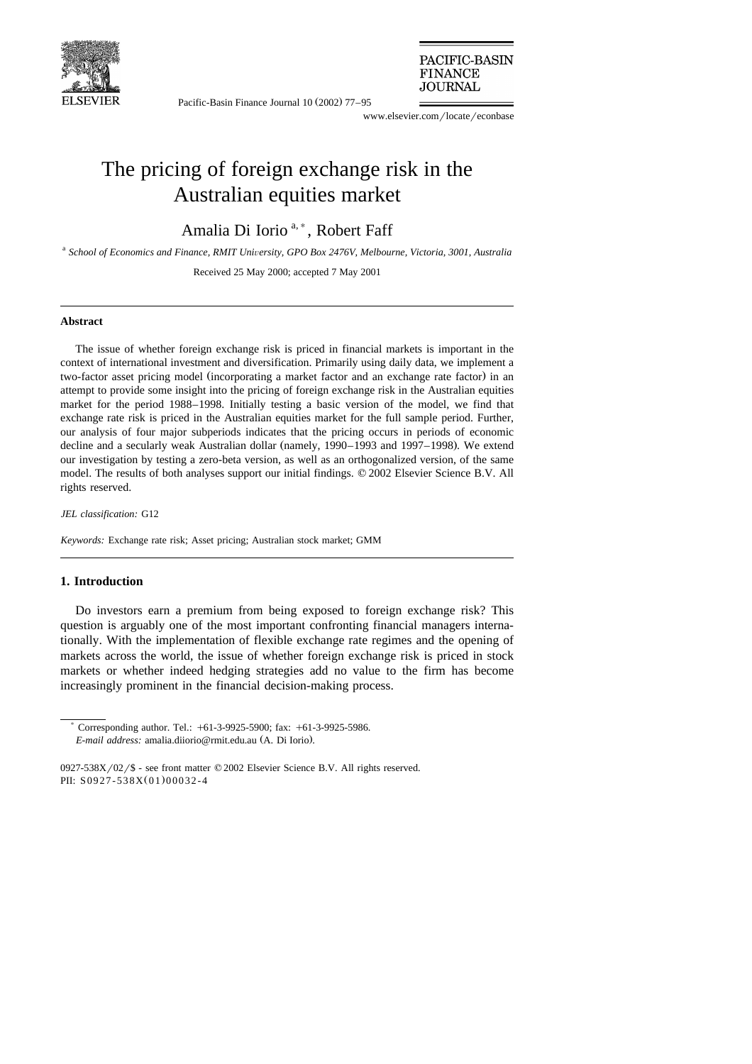# The pricing of foreign exchange risk in the Australian equities market

Amalia Di Iorio [a,*], Robert Faff

[a] *School of Economics and Finance, RMIT University, GPO Box 2476V, Melbourne, Victoria, 3001, Australia*

Received 25 May 2000; accepted 7 May 2001

## Abstract

The issue of whether foreign exchange risk is priced in financial markets is important in the context of international investment and diversification. Primarily using daily data, we implement a two-factor asset pricing model (incorporating a market factor and an exchange rate factor) in an attempt to provide some insight into the pricing of foreign exchange risk in the Australian equities market for the period 1988–1998. Initially testing a basic version of the model, we find that exchange rate risk is priced in the Australian equities market for the full sample period. Further, our analysis of four major subperiods indicates that the pricing occurs in periods of economic decline and a secularly weak Australian dollar (namely, 1990–1993 and 1997–1998). We extend our investigation by testing a zero-beta version, as well as an orthogonalized version, of the same model. The results of both analyses support our initial findings. © 2002 Elsevier Science B.V. All rights reserved.

*JEL classification:* G12

*Keywords:* Exchange rate risk; Asset pricing; Australian stock market; GMM

## 1. Introduction

Do investors earn a premium from being exposed to foreign exchange risk? This question is arguably one of the most important confronting financial managers internationally. With the implementation of flexible exchange rate regimes and the opening of markets across the world, the issue of whether foreign exchange risk is priced in stock markets or whether indeed hedging strategies add no value to the firm has become increasingly prominent in the financial decision-making process.

---

[*] Corresponding author. Tel.: +61-3-9925-5900; fax: +61-3-9925-5986.
*E-mail address:* amalia.diiorio@rmit.edu.au (A. Di Iorio).

0927-538X/02/$ - see front matter © 2002 Elsevier Science B.V. All rights reserved.
PII: S0927-538X(01)00032-4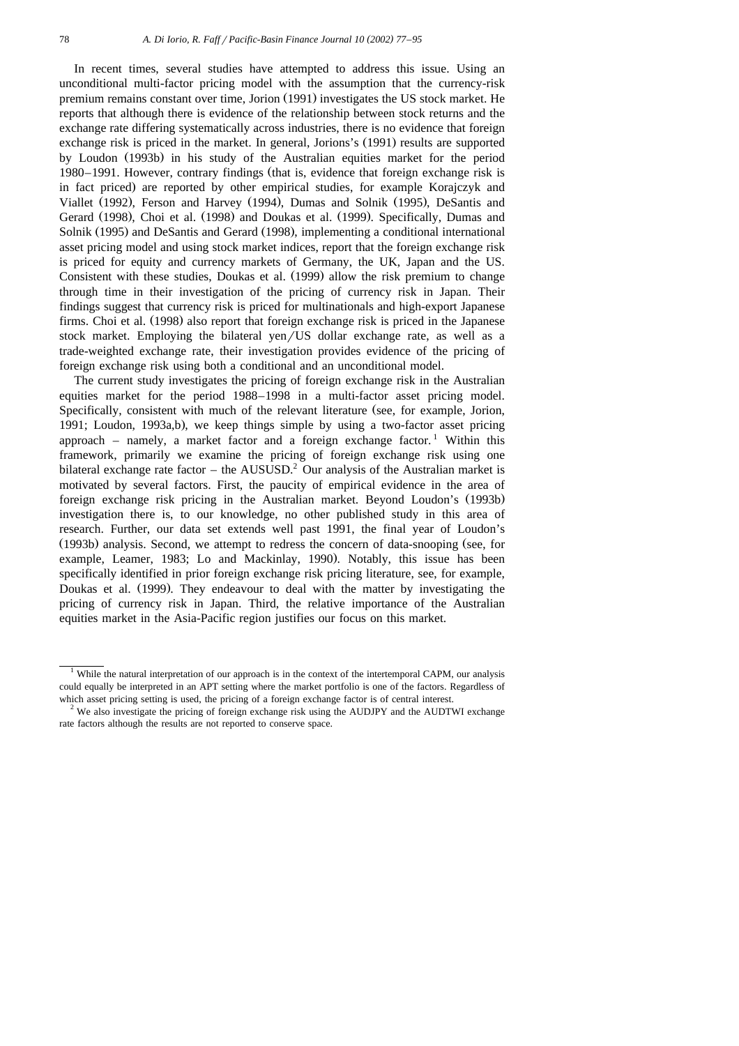In recent times, several studies have attempted to address this issue. Using an unconditional multi-factor pricing model with the assumption that the currency-risk premium remains constant over time, Jorion (1991) investigates the US stock market. He reports that although there is evidence of the relationship between stock returns and the exchange rate differing systematically across industries, there is no evidence that foreign exchange risk is priced in the market. In general, Jorions's (1991) results are supported by Loudon (1993b) in his study of the Australian equities market for the period 1980–1991. However, contrary findings (that is, evidence that foreign exchange risk is in fact priced) are reported by other empirical studies, for example Korajczyk and Viallet (1992), Ferson and Harvey (1994), Dumas and Solnik (1995), DeSantis and Gerard (1998), Choi et al. (1998) and Doukas et al. (1999). Specifically, Dumas and Solnik (1995) and DeSantis and Gerard (1998), implementing a conditional international asset pricing model and using stock market indices, report that the foreign exchange risk is priced for equity and currency markets of Germany, the UK, Japan and the US. Consistent with these studies, Doukas et al. (1999) allow the risk premium to change through time in their investigation of the pricing of currency risk in Japan. Their findings suggest that currency risk is priced for multinationals and high-export Japanese firms. Choi et al. (1998) also report that foreign exchange risk is priced in the Japanese stock market. Employing the bilateral yen/US dollar exchange rate, as well as a trade-weighted exchange rate, their investigation provides evidence of the pricing of foreign exchange risk using both a conditional and an unconditional model.

The current study investigates the pricing of foreign exchange risk in the Australian equities market for the period 1988–1998 in a multi-factor asset pricing model. Specifically, consistent with much of the relevant literature (see, for example, Jorion, 1991; Loudon, 1993a,b), we keep things simple by using a two-factor asset pricing approach – namely, a market factor and a foreign exchange factor.[1] Within this framework, primarily we examine the pricing of foreign exchange risk using one bilateral exchange rate factor – the AUSUSD.[2] Our analysis of the Australian market is motivated by several factors. First, the paucity of empirical evidence in the area of foreign exchange risk pricing in the Australian market. Beyond Loudon's (1993b) investigation there is, to our knowledge, no other published study in this area of research. Further, our data set extends well past 1991, the final year of Loudon's (1993b) analysis. Second, we attempt to redress the concern of data-snooping (see, for example, Leamer, 1983; Lo and Mackinlay, 1990). Notably, this issue has been specifically identified in prior foreign exchange risk pricing literature, see, for example, Doukas et al. (1999). They endeavour to deal with the matter by investigating the pricing of currency risk in Japan. Third, the relative importance of the Australian equities market in the Asia-Pacific region justifies our focus on this market.

[1] While the natural interpretation of our approach is in the context of the intertemporal CAPM, our analysis could equally be interpreted in an APT setting where the market portfolio is one of the factors. Regardless of which asset pricing setting is used, the pricing of a foreign exchange factor is of central interest.

[2] We also investigate the pricing of foreign exchange risk using the AUDJPY and the AUDTWI exchange rate factors although the results are not reported to conserve space.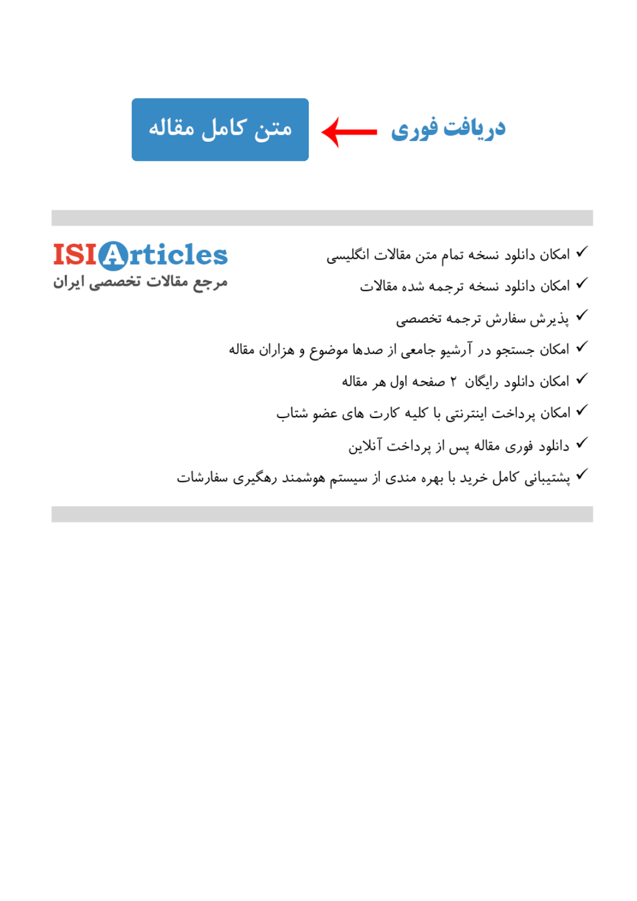دریافت فوری ← متن کامل مقاله

ISIArticles
مرجع مقالات تخصصی ایران

- ✓ امکان دانلود نسخه تمام متن مقالات انگلیسی
- ✓ امکان دانلود نسخه ترجمه شده مقالات
- ✓ پذیرش سفارش ترجمه تخصصی
- ✓ امکان جستجو در آرشیو جامعی از صدها موضوع و هزاران مقاله
- ✓ امکان دانلود رایگان ۲ صفحه اول هر مقاله
- ✓ امکان پرداخت اینترنتی با کلیه کارت های عضو شتاب
- ✓ دانلود فوری مقاله پس از پرداخت آنلاین
- ✓ پشتیبانی کامل خرید با بهره مندی از سیستم هوشمند رهگیری سفارشات